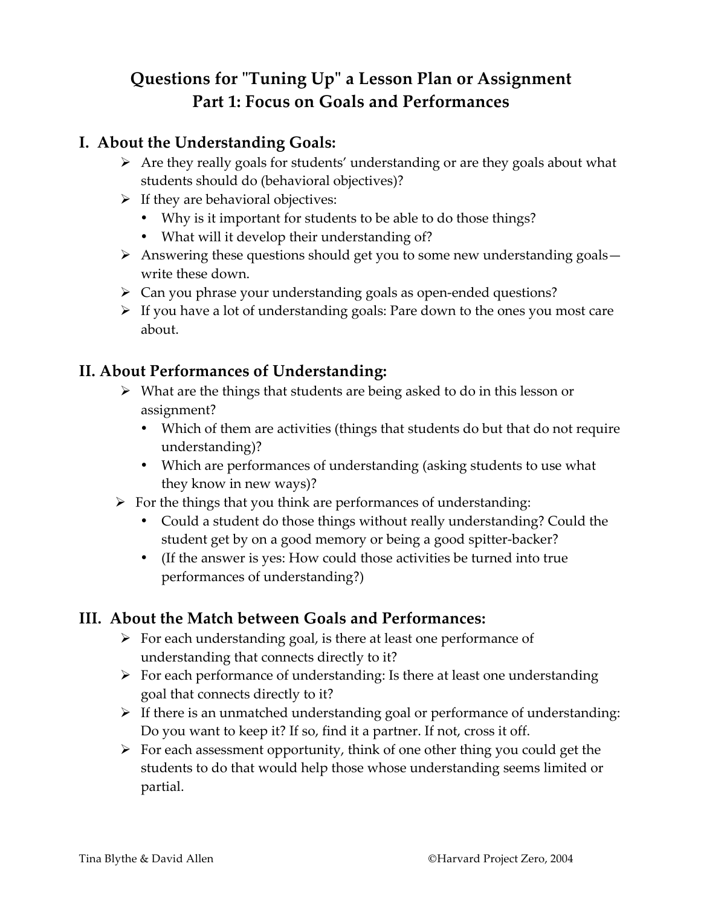# Questions for "Tuning Up" a Lesson Plan or Assignment
# Part 1: Focus on Goals and Performances

## I. About the Understanding Goals:

- Are they really goals for students' understanding or are they goals about what students should do (behavioral objectives)?
- If they are behavioral objectives:
  - Why is it important for students to be able to do those things?
  - What will it develop their understanding of?
- Answering these questions should get you to some new understanding goals—write these down.
- Can you phrase your understanding goals as open-ended questions?
- If you have a lot of understanding goals: Pare down to the ones you most care about.

## II. About Performances of Understanding:

- What are the things that students are being asked to do in this lesson or assignment?
  - Which of them are activities (things that students do but that do not require understanding)?
  - Which are performances of understanding (asking students to use what they know in new ways)?
- For the things that you think are performances of understanding:
  - Could a student do those things without really understanding? Could the student get by on a good memory or being a good spitter-backer?
  - (If the answer is yes: How could those activities be turned into true performances of understanding?)

## III. About the Match between Goals and Performances:

- For each understanding goal, is there at least one performance of understanding that connects directly to it?
- For each performance of understanding: Is there at least one understanding goal that connects directly to it?
- If there is an unmatched understanding goal or performance of understanding: Do you want to keep it? If so, find it a partner. If not, cross it off.
- For each assessment opportunity, think of one other thing you could get the students to do that would help those whose understanding seems limited or partial.

Tina Blythe & David Allen ©Harvard Project Zero, 2004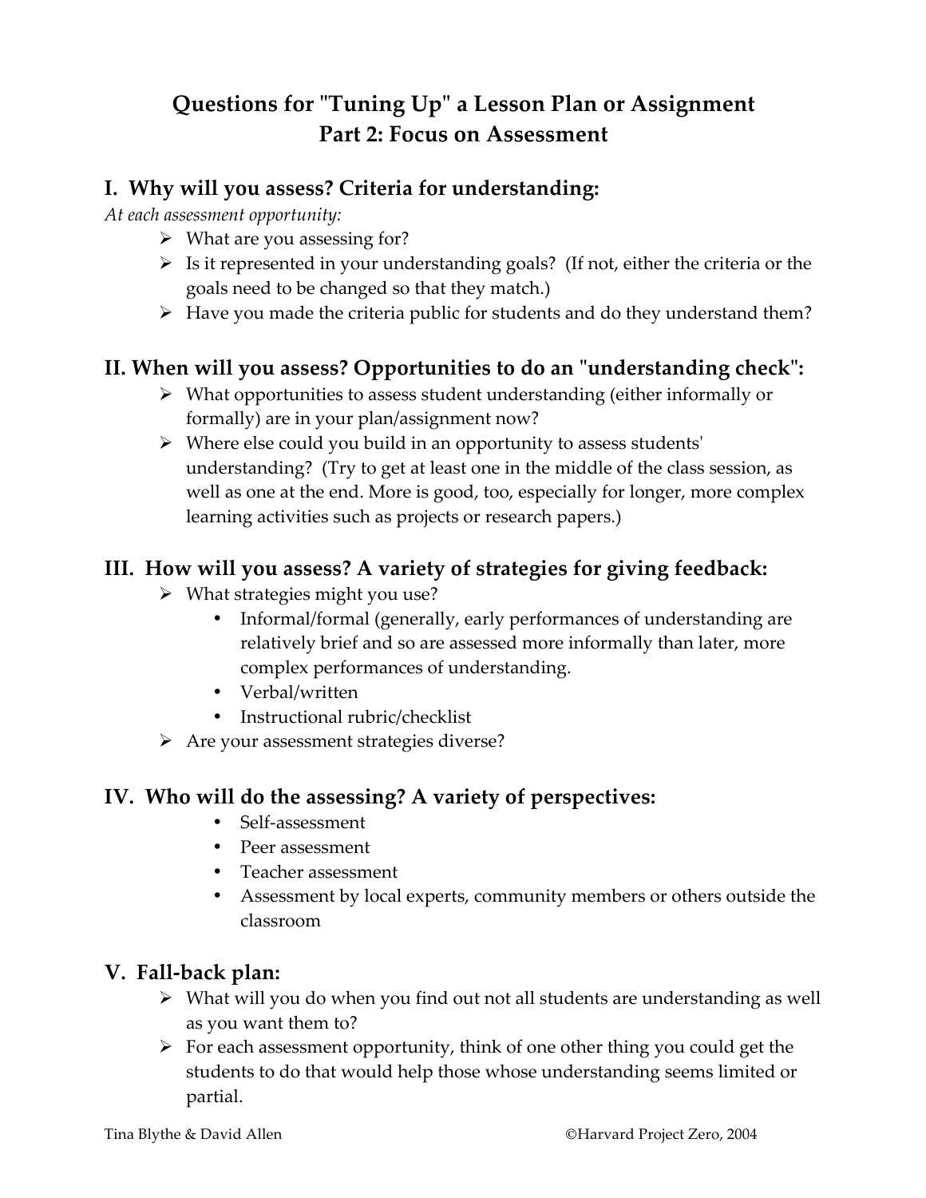# Questions for "Tuning Up" a Lesson Plan or Assignment
# Part 2: Focus on Assessment

## I. Why will you assess? Criteria for understanding:

*At each assessment opportunity:*

- What are you assessing for?
- Is it represented in your understanding goals? (If not, either the criteria or the goals need to be changed so that they match.)
- Have you made the criteria public for students and do they understand them?

## II. When will you assess? Opportunities to do an "understanding check":

- What opportunities to assess student understanding (either informally or formally) are in your plan/assignment now?
- Where else could you build in an opportunity to assess students' understanding? (Try to get at least one in the middle of the class session, as well as one at the end. More is good, too, especially for longer, more complex learning activities such as projects or research papers.)

## III. How will you assess? A variety of strategies for giving feedback:

- What strategies might you use?
  - Informal/formal (generally, early performances of understanding are relatively brief and so are assessed more informally than later, more complex performances of understanding.
  - Verbal/written
  - Instructional rubric/checklist
- Are your assessment strategies diverse?

## IV. Who will do the assessing? A variety of perspectives:

- Self-assessment
- Peer assessment
- Teacher assessment
- Assessment by local experts, community members or others outside the classroom

## V. Fall-back plan:

- What will you do when you find out not all students are understanding as well as you want them to?
- For each assessment opportunity, think of one other thing you could get the students to do that would help those whose understanding seems limited or partial.

Tina Blythe & David Allen ©Harvard Project Zero, 2004